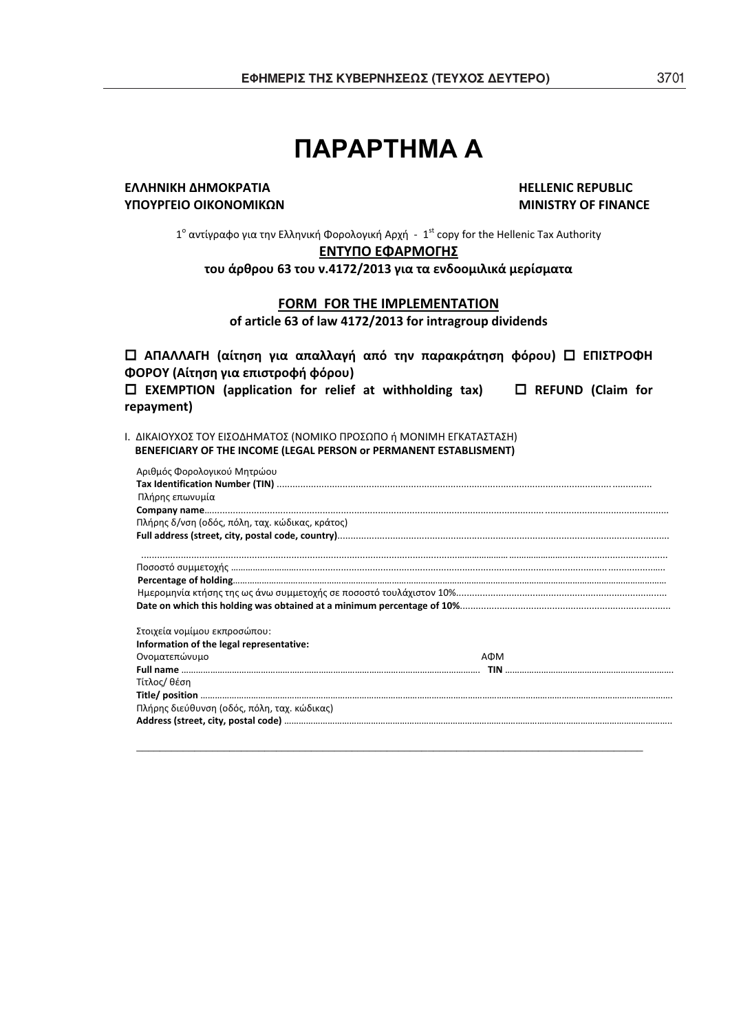# ΠΑΡΑΡΤΗΜΑ Α

**ΕΛΛΗΝΙΚΗ ΔΗΜΟΚΡΑΤΙΑ** — **HELLENIC REPUBLIC**
**ΥΠΟΥΡΓΕΙΟ ΟΙΚΟΝΟΜΙΚΩΝ** — **MINISTRY OF FINANCE**

1ο αντίγραφο για την Ελληνική Φορολογική Αρχή - 1st copy for the Hellenic Tax Authority

**ΕΝΤΥΠΟ ΕΦΑΡΜΟΓΗΣ**

**του άρθρου 63 του ν.4172/2013 για τα ενδοομιλικά μερίσματα**

**FORM FOR THE IMPLEMENTATION**

**of article 63 of law 4172/2013 for intragroup dividends**

☐ **ΑΠΑΛΛΑΓΗ (αίτηση για απαλλαγή από την παρακράτηση φόρου)** ☐ **ΕΠΙΣΤΡΟΦΗ ΦΟΡΟΥ (Αίτηση για επιστροφή φόρου)**

☐ **EXEMPTION (application for relief at withholding tax)** ☐ **REFUND (Claim for repayment)**

I. ΔΙΚΑΙΟΥΧΟΣ ΤΟΥ ΕΙΣΟΔΗΜΑΤΟΣ (ΝΟΜΙΚΟ ΠΡΟΣΩΠΟ ή ΜΟΝΙΜΗ ΕΓΚΑΤΑΣΤΑΣΗ)
**BENEFICIARY OF THE INCOME (LEGAL PERSON or PERMANENT ESTABLISMENT)**

Αριθμός Φορολογικού Μητρώου
**Tax Identification Number (TIN)** ...........................................................................

Πλήρης επωνυμία
**Company name**...........................................................................

Πλήρης δ/νση (οδός, πόλη, ταχ. κώδικας, κράτος)
**Full address (street, city, postal code, country)**...........................................................................

...........................................................................

Ποσοστό συμμετοχής ...........................................................................
**Percentage of holding**...........................................................................

Ημερομηνία κτήσης της ως άνω συμμετοχής σε ποσοστό τουλάχιστον 10%...........................................................................
**Date on which this holding was obtained at a minimum percentage of 10%**...........................................................................

Στοιχεία νομίμου εκπροσώπου:
**Information of the legal representative:**

Ονοματεπώνυμο — ΑΦΜ
**Full name** ........................................................................... **TIN** ...........................................................................

Τίτλος/ θέση
**Title/ position** ...........................................................................

Πλήρης διεύθυνση (οδός, πόλη, ταχ. κώδικας)
**Address (street, city, postal code)** ...........................................................................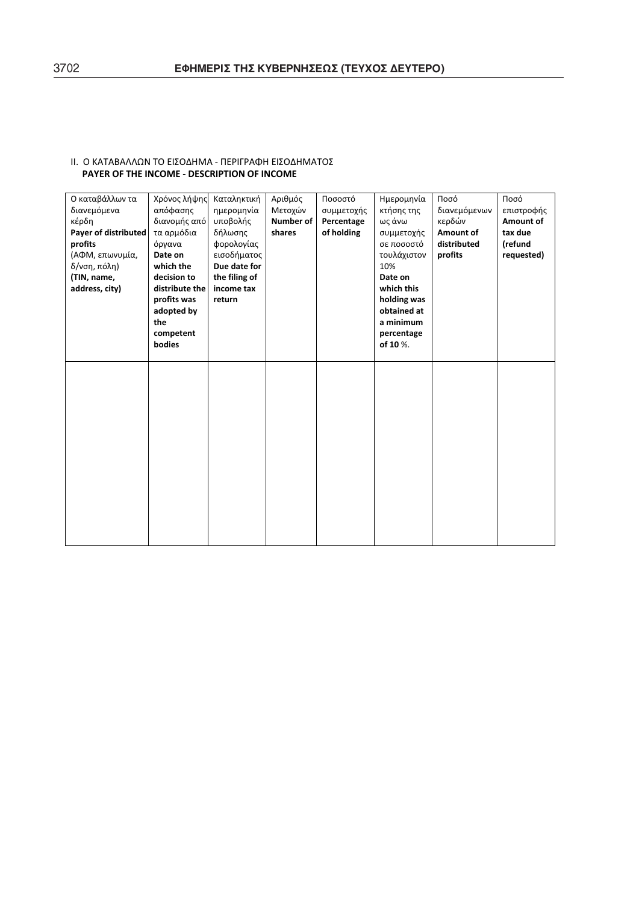II. Ο ΚΑΤΑΒΑΛΛΩΝ ΤΟ ΕΙΣΟΔΗΜΑ - ΠΕΡΙΓΡΑΦΗ ΕΙΣΟΔΗΜΑΤΟΣ
**PAYER OF THE INCOME - DESCRIPTION OF INCOME**

| Ο καταβάλλων τα διανεμόμενα κέρδη **Payer of distributed profits** (ΑΦΜ, επωνυμία, δ/νση, πόλη) **(TIN, name, address, city)** | Χρόνος λήψης απόφασης διανομής από τα αρμόδια όργανα **Date on which the decision to distribute the profits was adopted by the competent bodies** | Καταληκτική ημερομηνία υποβολής δήλωσης φορολογίας εισοδήματος **Due date for the filing of income tax return** | Αριθμός Μετοχών **Number of shares** | Ποσοστό συμμετοχής **Percentage of holding** | Ημερομηνία κτήσης της ως άνω συμμετοχής σε ποσοστό τουλάχιστον 10% **Date on which this holding was obtained at a minimum percentage of 10** %. | Ποσό διανεμόμενων κερδών **Amount of distributed profits** | Ποσό επιστροφής **Amount of tax due (refund requested)** |
|---|---|---|---|---|---|---|---|
| | | | | | | | |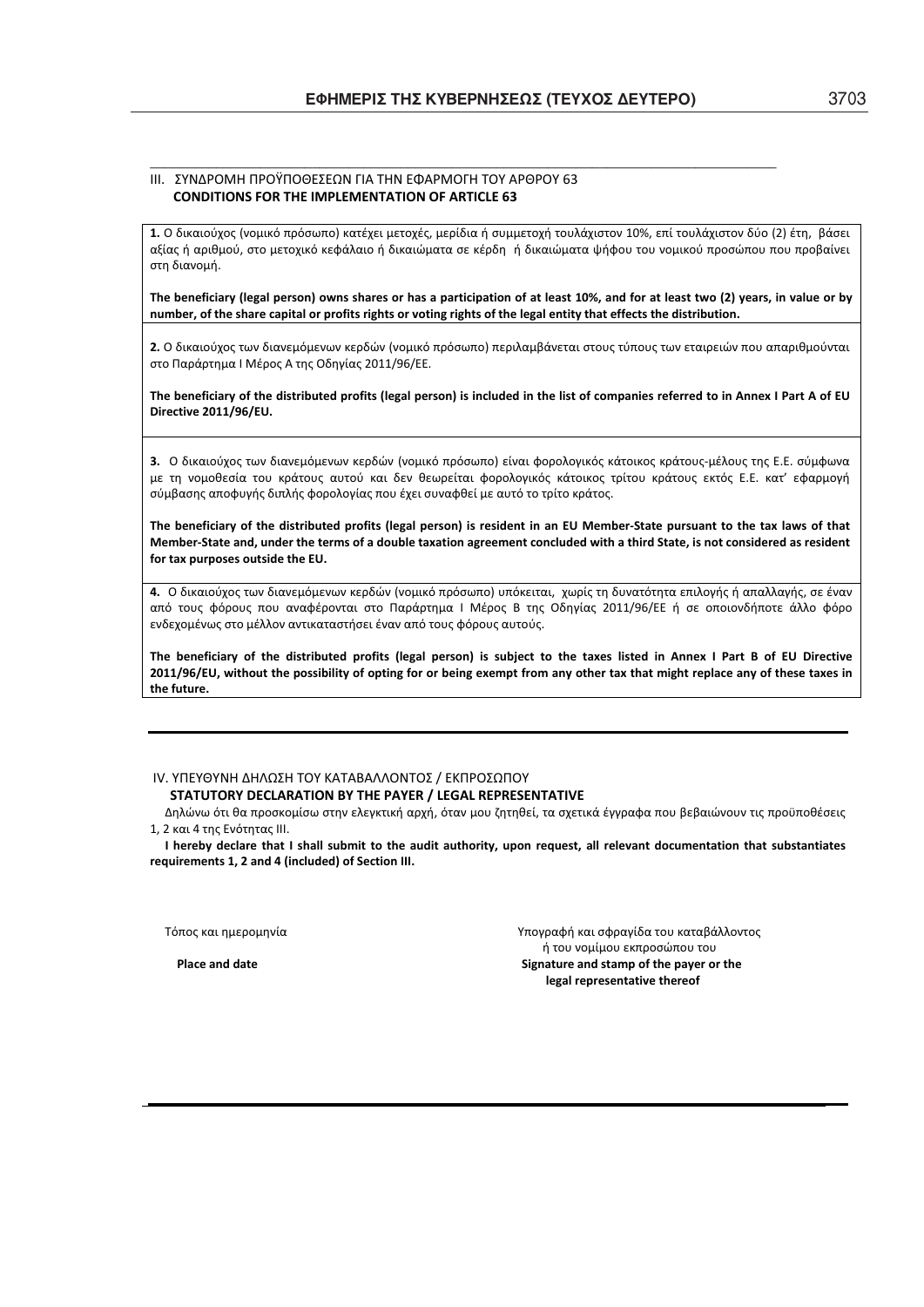## III. ΣΥΝΔΡΟΜΗ ΠΡΟΫΠΟΘΕΣΕΩΝ ΓΙΑ ΤΗΝ ΕΦΑΡΜΟΓΗ ΤΟΥ ΑΡΘΡΟΥ 63
**CONDITIONS FOR THE IMPLEMENTATION OF ARTICLE 63**

**1.** Ο δικαιούχος (νομικό πρόσωπο) κατέχει μετοχές, μερίδια ή συμμετοχή τουλάχιστον 10%, επί τουλάχιστον δύο (2) έτη, βάσει αξίας ή αριθμού, στο μετοχικό κεφάλαιο ή δικαιώματα σε κέρδη ή δικαιώματα ψήφου του νομικού προσώπου που προβαίνει στη διανομή.

**The beneficiary (legal person) owns shares or has a participation of at least 10%, and for at least two (2) years, in value or by number, of the share capital or profits rights or voting rights of the legal entity that effects the distribution.**

**2.** Ο δικαιούχος των διανεμόμενων κερδών (νομικό πρόσωπο) περιλαμβάνεται στους τύπους των εταιρειών που απαριθμούνται στο Παράρτημα Ι Μέρος Α της Οδηγίας 2011/96/ΕΕ.

**The beneficiary of the distributed profits (legal person) is included in the list of companies referred to in Annex I Part A of EU Directive 2011/96/EU.**

**3.** Ο δικαιούχος των διανεμόμενων κερδών (νομικό πρόσωπο) είναι φορολογικός κάτοικος κράτους-μέλους της Ε.Ε. σύμφωνα με τη νομοθεσία του κράτους αυτού και δεν θεωρείται φορολογικός κάτοικος τρίτου κράτους εκτός Ε.Ε. κατ' εφαρμογή σύμβασης αποφυγής διπλής φορολογίας που έχει συναφθεί με αυτό το τρίτο κράτος.

**The beneficiary of the distributed profits (legal person) is resident in an EU Member-State pursuant to the tax laws of that Member-State and, under the terms of a double taxation agreement concluded with a third State, is not considered as resident for tax purposes outside the EU.**

**4.** Ο δικαιούχος των διανεμόμενων κερδών (νομικό πρόσωπο) υπόκειται, χωρίς τη δυνατότητα επιλογής ή απαλλαγής, σε έναν από τους φόρους που αναφέρονται στο Παράρτημα Ι Μέρος Β της Οδηγίας 2011/96/ΕΕ ή σε οποιονδήποτε άλλο φόρο ενδεχομένως στο μέλλον αντικαταστήσει έναν από τους φόρους αυτούς.

**The beneficiary of the distributed profits (legal person) is subject to the taxes listed in Annex I Part B of EU Directive 2011/96/EU, without the possibility of opting for or being exempt from any other tax that might replace any of these taxes in the future.**

## IV. ΥΠΕΥΘΥΝΗ ΔΗΛΩΣΗ ΤΟΥ ΚΑΤΑΒΑΛΛΟΝΤΟΣ / ΕΚΠΡΟΣΩΠΟΥ
**STATUTORY DECLARATION BY THE PAYER / LEGAL REPRESENTATIVE**

Δηλώνω ότι θα προσκομίσω στην ελεγκτική αρχή, όταν μου ζητηθεί, τα σχετικά έγγραφα που βεβαιώνουν τις προϋποθέσεις 1, 2 και 4 της Ενότητας ΙΙΙ.

**I hereby declare that I shall submit to the audit authority, upon request, all relevant documentation that substantiates requirements 1, 2 and 4 (included) of Section III.**

Τόπος και ημερομηνία

**Place and date**

Υπογραφή και σφραγίδα του καταβάλλοντος ή του νομίμου εκπροσώπου του

**Signature and stamp of the payer or the legal representative thereof**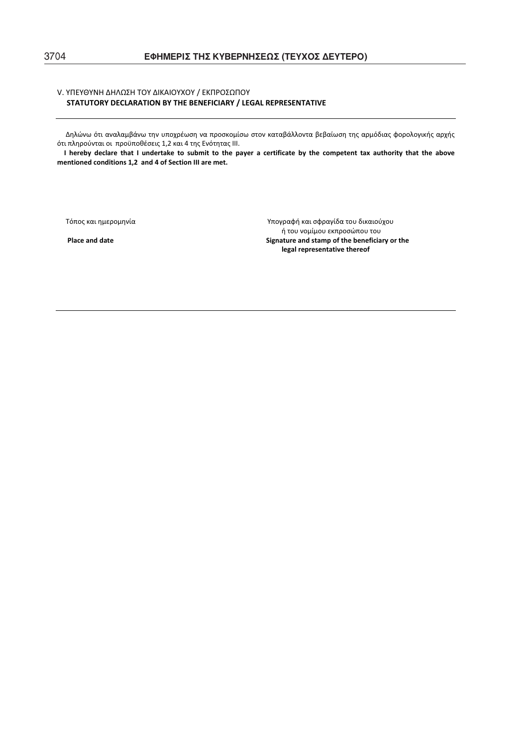## V. ΥΠΕΥΘΥΝΗ ΔΗΛΩΣΗ ΤΟΥ ΔΙΚΑΙΟΥΧΟΥ / ΕΚΠΡΟΣΩΠΟΥ
## STATUTORY DECLARATION BY THE BENEFICIARY / LEGAL REPRESENTATIVE

---

Δηλώνω ότι αναλαμβάνω την υποχρέωση να προσκομίσω στον καταβάλλοντα βεβαίωση της αρμόδιας φορολογικής αρχής ότι πληρούνται οι προϋποθέσεις 1,2 και 4 της Ενότητας ΙΙΙ.

**I hereby declare that I undertake to submit to the payer a certificate by the competent tax authority that the above mentioned conditions 1,2 and 4 of Section III are met.**

Τόπος και ημερομηνία

**Place and date**

Υπογραφή και σφραγίδα του δικαιούχου ή του νομίμου εκπροσώπου του

**Signature and stamp of the beneficiary or the legal representative thereof**

---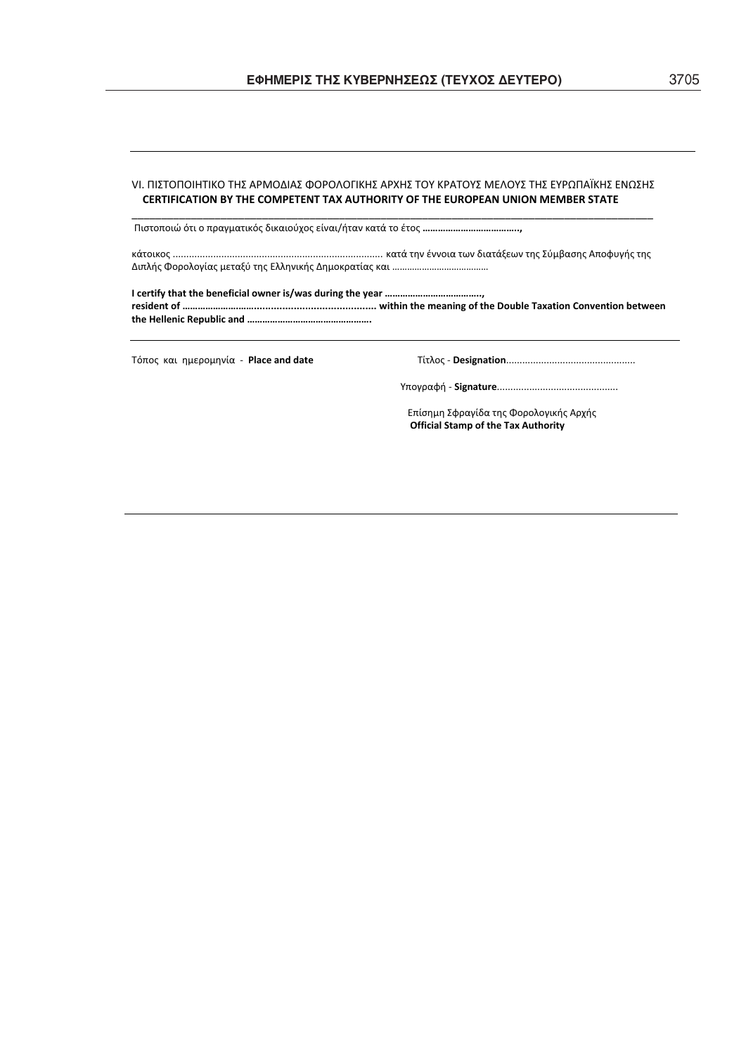VI. ΠΙΣΤΟΠΟΙΗΤΙΚΟ ΤΗΣ ΑΡΜΟΔΙΑΣ ΦΟΡΟΛΟΓΙΚΗΣ ΑΡΧΗΣ ΤΟΥ ΚΡΑΤΟΥΣ ΜΕΛΟΥΣ ΤΗΣ ΕΥΡΩΠΑΪΚΗΣ ΕΝΩΣΗΣ
**CERTIFICATION BY THE COMPETENT TAX AUTHORITY OF THE EUROPEAN UNION MEMBER STATE**

Πιστοποιώ ότι ο πραγματικός δικαιούχος είναι/ήταν κατά το έτος **………………………………..,**

κάτοικος ............................................................................. κατά την έννοια των διατάξεων της Σύμβασης Αποφυγής της Διπλής Φορολογίας μεταξύ της Ελληνικής Δημοκρατίας και …………………………………

**I certify that the beneficial owner is/was during the year ……………………………….., resident of …………………….......................................... within the meaning of the Double Taxation Convention between the Hellenic Republic and ………………………………………….**

Τόπος και ημερομηνία - **Place and date**

Τίτλος - **Designation**................................................

Υπογραφή - **Signature**............................................

Επίσημη Σφραγίδα της Φορολογικής Αρχής
**Official Stamp of the Tax Authority**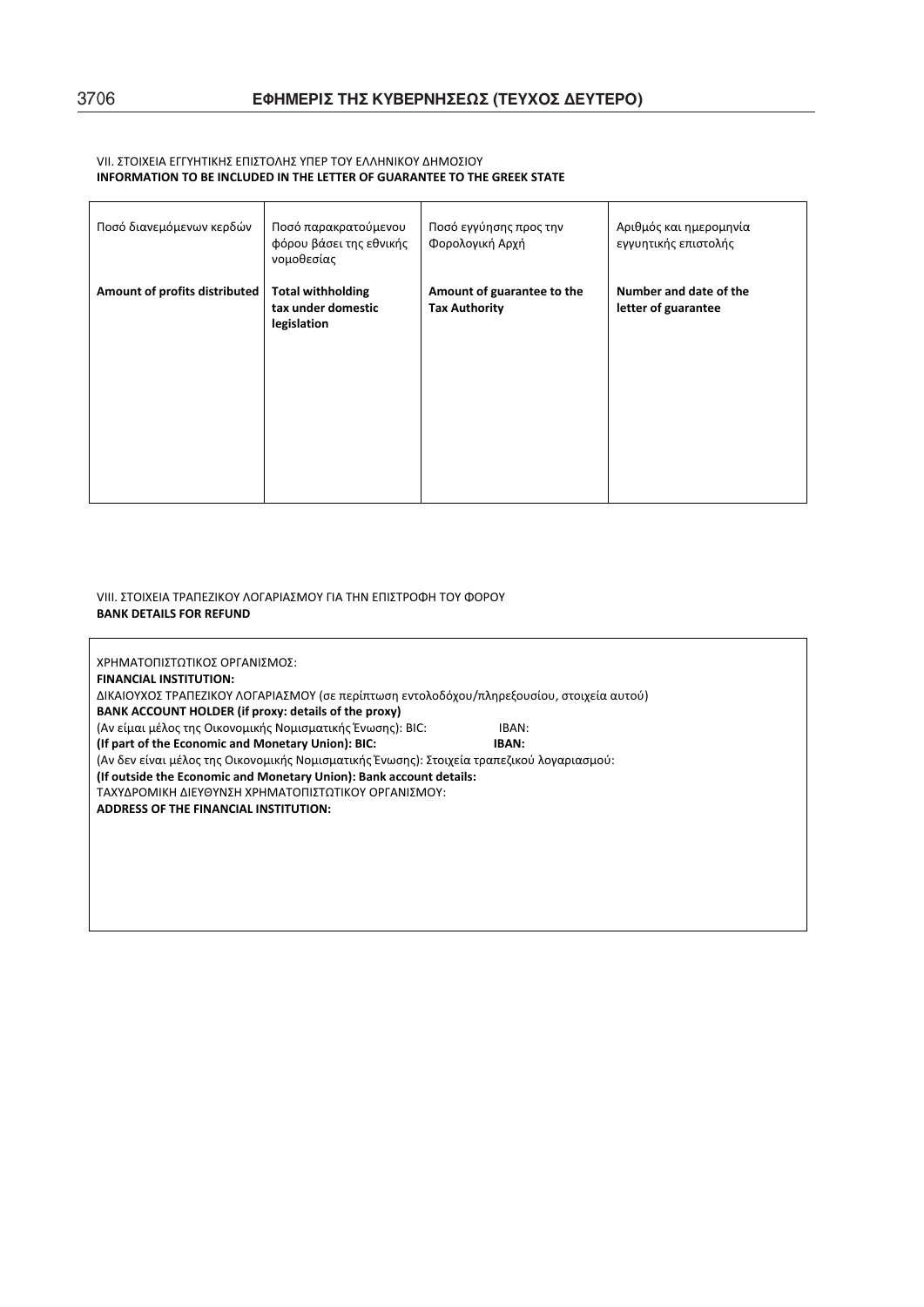VII. ΣΤΟΙΧΕΙΑ ΕΓΓΥΗΤΙΚΗΣ ΕΠΙΣΤΟΛΗΣ ΥΠΕΡ ΤΟΥ ΕΛΛΗΝΙΚΟΥ ΔΗΜΟΣΙΟΥ
**INFORMATION TO BE INCLUDED IN THE LETTER OF GUARANTEE TO THE GREEK STATE**

| Ποσό διανεμόμενων κερδών<br><br>**Amount of profits distributed** | Ποσό παρακρατούμενου φόρου βάσει της εθνικής νομοθεσίας<br><br>**Total withholding tax under domestic legislation** | Ποσό εγγύησης προς την Φορολογική Αρχή<br><br>**Amount of guarantee to the Tax Authority** | Αριθμός και ημερομηνία εγγυητικής επιστολής<br><br>**Number and date of the letter of guarantee** |
|---|---|---|---|
| | | | |

VIII. ΣΤΟΙΧΕΙΑ ΤΡΑΠΕΖΙΚΟΥ ΛΟΓΑΡΙΑΣΜΟΥ ΓΙΑ ΤΗΝ ΕΠΙΣΤΡΟΦΗ ΤΟΥ ΦΟΡΟΥ
**BANK DETAILS FOR REFUND**

ΧΡΗΜΑΤΟΠΙΣΤΩΤΙΚΟΣ ΟΡΓΑΝΙΣΜΟΣ:
**FINANCIAL INSTITUTION:**
ΔΙΚΑΙΟΥΧΟΣ ΤΡΑΠΕΖΙΚΟΥ ΛΟΓΑΡΙΑΣΜΟΥ (σε περίπτωση εντολοδόχου/πληρεξουσίου, στοιχεία αυτού)
**BANK ACCOUNT HOLDER (if proxy: details of the proxy)**
(Αν είμαι μέλος της Οικονομικής Νομισματικής Ένωσης): BIC: IBAN:
**(If part of the Economic and Monetary Union): BIC: IBAN:**
(Αν δεν είναι μέλος της Οικονομικής Νομισματικής Ένωσης): Στοιχεία τραπεζικού λογαριασμού:
**(If outside the Economic and Monetary Union): Bank account details:**
ΤΑΧΥΔΡΟΜΙΚΗ ΔΙΕΥΘΥΝΣΗ ΧΡΗΜΑΤΟΠΙΣΤΩΤΙΚΟΥ ΟΡΓΑΝΙΣΜΟΥ:
**ADDRESS OF THE FINANCIAL INSTITUTION:**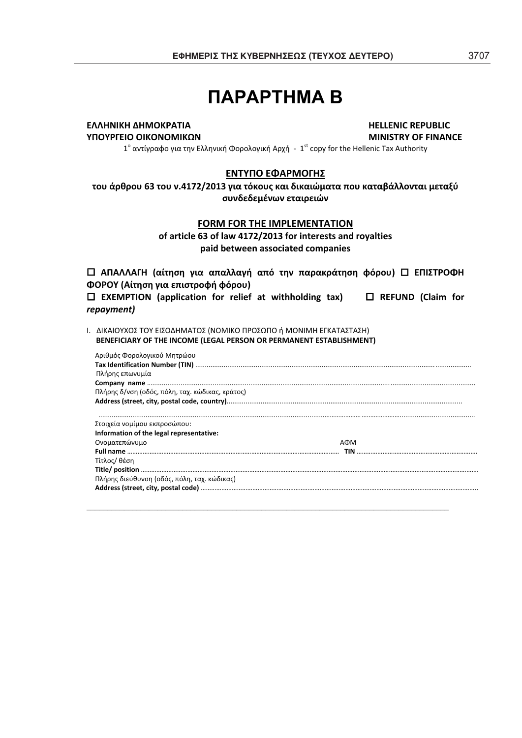# ΠΑΡΑΡΤΗΜΑ Β

**ΕΛΛΗΝΙΚΗ ΔΗΜΟΚΡΑΤΙΑ**
**ΥΠΟΥΡΓΕΙΟ ΟΙΚΟΝΟΜΙΚΩΝ**

**HELLENIC REPUBLIC**
**MINISTRY OF FINANCE**

1ο αντίγραφο για την Ελληνική Φορολογική Αρχή - 1st copy for the Hellenic Tax Authority

## ΕΝΤΥΠΟ ΕΦΑΡΜΟΓΗΣ

**του άρθρου 63 του ν.4172/2013 για τόκους και δικαιώματα που καταβάλλονται μεταξύ συνδεδεμένων εταιρειών**

## FORM FOR THE IMPLEMENTATION

**of article 63 of law 4172/2013 for interests and royalties paid between associated companies**

**☐ ΑΠΑΛΛΑΓΗ (αίτηση για απαλλαγή από την παρακράτηση φόρου) ☐ ΕΠΙΣΤΡΟΦΗ ΦΟΡΟΥ (Αίτηση για επιστροφή φόρου)**

**☐ EXEMPTION (application for relief at withholding tax) ☐ REFUND (Claim for *repayment)***

I. ΔΙΚΑΙΟΥΧΟΣ ΤΟΥ ΕΙΣΟΔΗΜΑΤΟΣ (ΝΟΜΙΚΟ ΠΡΟΣΩΠΟ ή ΜΟΝΙΜΗ ΕΓΚΑΤΑΣΤΑΣΗ)
**BENEFICIARY OF THE INCOME (LEGAL PERSON OR PERMANENT ESTABLISHMENT)**

Αριθμός Φορολογικού Μητρώου
**Tax Identification Number (TIN)** ..................................................................................................................................

Πλήρης επωνυμία
**Company name** ..................................................................................................................................

Πλήρης δ/νση (οδός, πόλη, ταχ. κώδικας, κράτος)
**Address (street, city, postal code, country)**..................................................................................................................................

..................................................................................................................................

Στοιχεία νομίμου εκπροσώπου:
**Information of the legal representative:**

Ονοματεπώνυμο ΑΦΜ
**Full name** .................................................................................... **TIN** ....................................................................

Τίτλος/ θέση
**Title/ position** ..................................................................................................................................

Πλήρης διεύθυνση (οδός, πόλη, ταχ. κώδικας)
**Address (street, city, postal code)** ..................................................................................................................................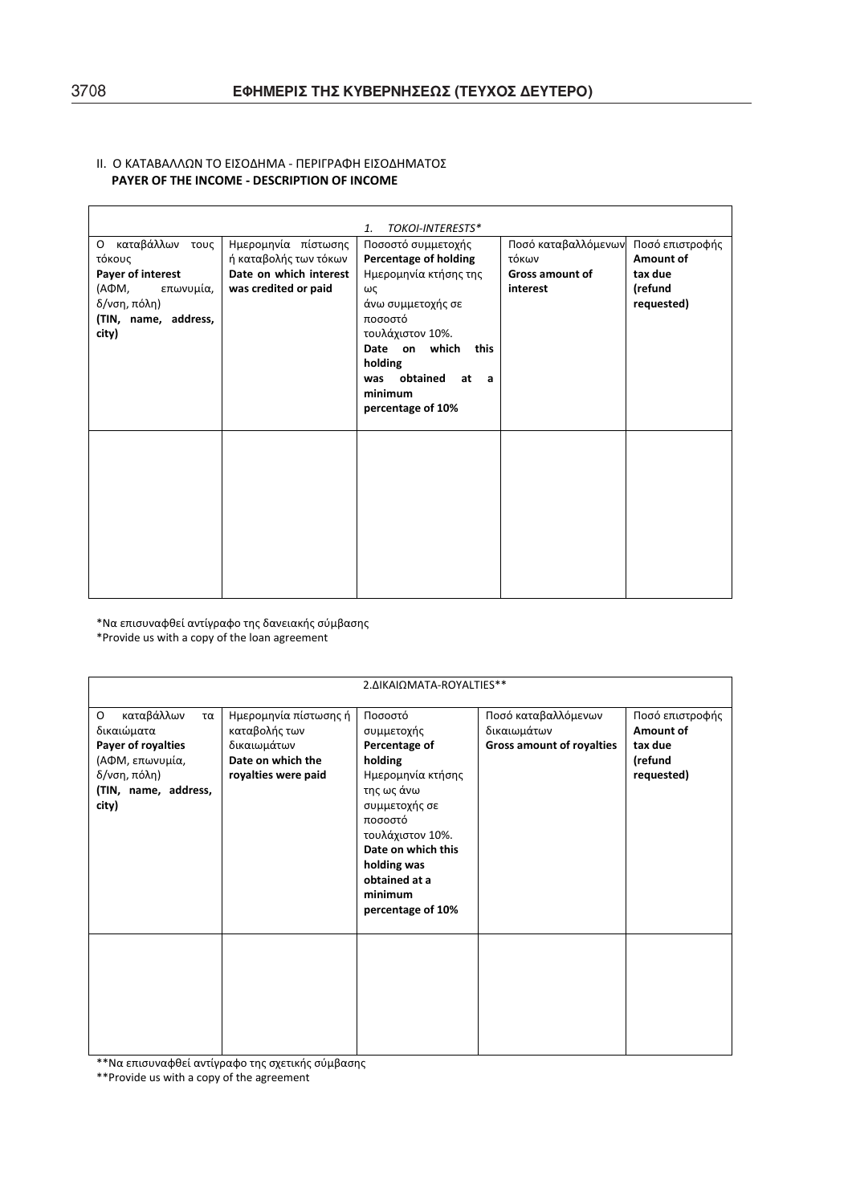II. Ο ΚΑΤΑΒΑΛΛΩΝ ΤΟ ΕΙΣΟΔΗΜΑ - ΠΕΡΙΓΡΑΦΗ ΕΙΣΟΔΗΜΑΤΟΣ
**PAYER OF THE INCOME - DESCRIPTION OF INCOME**

| *1. ΤΟΚΟΙ-INTERESTS** | | | | |
|---|---|---|---|---|
| Ο καταβάλλων τους τόκους **Payer of interest** (ΑΦΜ, επωνυμία, δ/νση, πόλη) **(TIN, name, address, city)** | Ημερομηνία πίστωσης ή καταβολής των τόκων **Date on which interest was credited or paid** | Ποσοστό συμμετοχής **Percentage of holding** Ημερομηνία κτήσης της ως άνω συμμετοχής σε ποσοστό τουλάχιστον 10%. **Date on which this holding was obtained at a minimum percentage of 10%** | Ποσό καταβαλλόμενων τόκων **Gross amount of interest** | Ποσό επιστροφής **Amount of tax due (refund requested)** |
| | | | | |

*Να επισυναφθεί αντίγραφο της δανειακής σύμβασης
*Provide us with a copy of the loan agreement

| 2.ΔΙΚΑΙΩΜΑΤΑ-ROYALTIES** | | | | |
|---|---|---|---|---|
| Ο καταβάλλων τα δικαιώματα **Payer of royalties** (ΑΦΜ, επωνυμία, δ/νση, πόλη) **(TIN, name, address, city)** | Ημερομηνία πίστωσης ή καταβολής των δικαιωμάτων **Date on which the royalties were paid** | Ποσοστό συμμετοχής **Percentage of holding** Ημερομηνία κτήσης της ως άνω συμμετοχής σε ποσοστό τουλάχιστον 10%. **Date on which this holding was obtained at a minimum percentage of 10%** | Ποσό καταβαλλόμενων δικαιωμάτων **Gross amount of royalties** | Ποσό επιστροφής **Amount of tax due (refund requested)** |
| | | | | |

**Να επισυναφθεί αντίγραφο της σχετικής σύμβασης
**Provide us with a copy of the agreement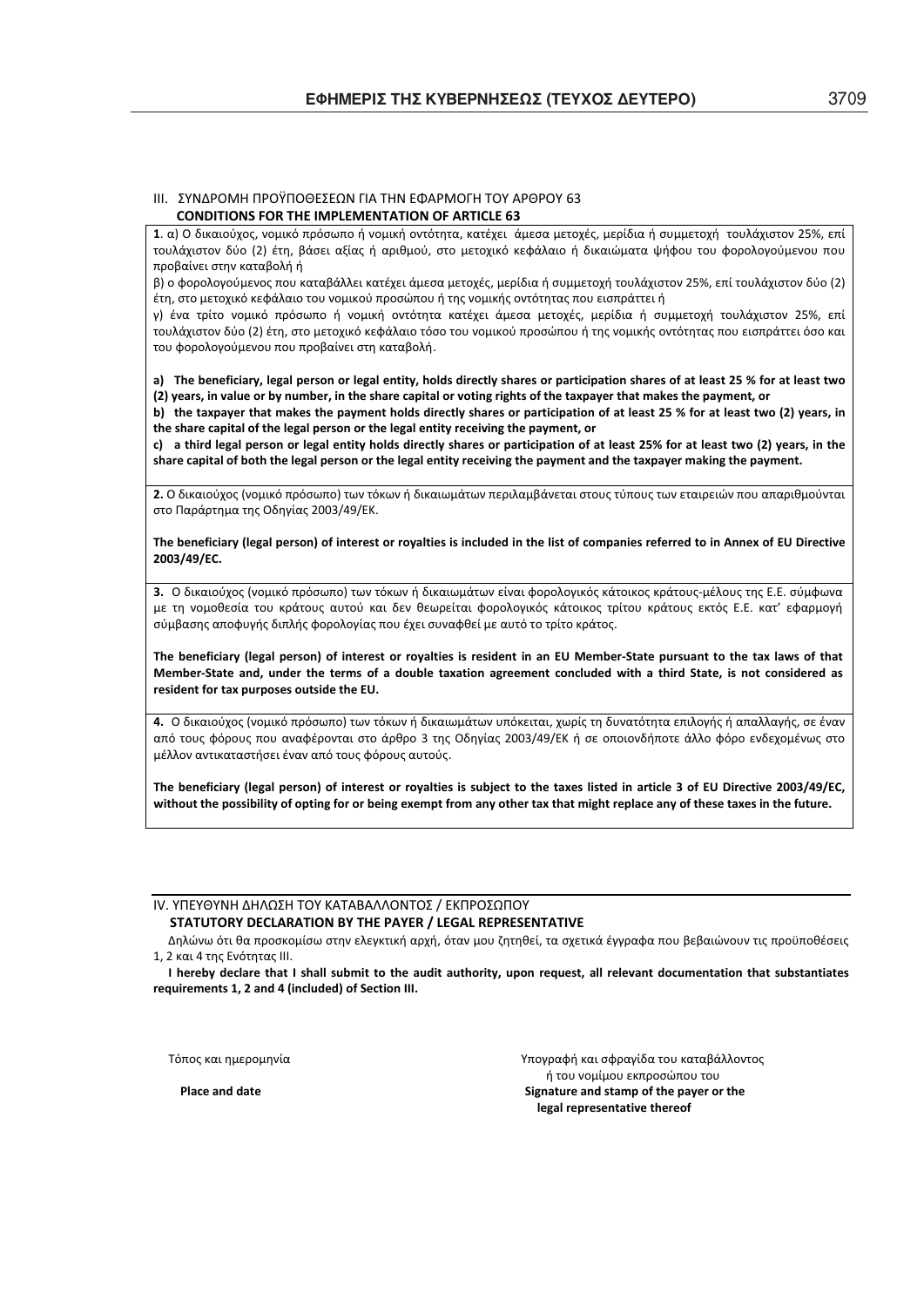## III. ΣΥΝΔΡΟΜΗ ΠΡΟΫΠΟΘΕΣΕΩΝ ΓΙΑ ΤΗΝ ΕΦΑΡΜΟΓΗ ΤΟΥ ΑΡΘΡΟΥ 63
**CONDITIONS FOR THE IMPLEMENTATION OF ARTICLE 63**

**1**. α) Ο δικαιούχος, νομικό πρόσωπο ή νομική οντότητα, κατέχει άμεσα μετοχές, μερίδια ή συμμετοχή τουλάχιστον 25%, επί τουλάχιστον δύο (2) έτη, βάσει αξίας ή αριθμού, στο μετοχικό κεφάλαιο ή δικαιώματα ψήφου του φορολογούμενου που προβαίνει στην καταβολή ή

β) ο φορολογούμενος που καταβάλλει κατέχει άμεσα μετοχές, μερίδια ή συμμετοχή τουλάχιστον 25%, επί τουλάχιστον δύο (2) έτη, στο μετοχικό κεφάλαιο του νομικού προσώπου ή της νομικής οντότητας που εισπράττει ή

γ) ένα τρίτο νομικό πρόσωπο ή νομική οντότητα κατέχει άμεσα μετοχές, μερίδια ή συμμετοχή τουλάχιστον 25%, επί τουλάχιστον δύο (2) έτη, στο μετοχικό κεφάλαιο τόσο του νομικού προσώπου ή της νομικής οντότητας που εισπράττει όσο και του φορολογούμενου που προβαίνει στη καταβολή.

**a) The beneficiary, legal person or legal entity, holds directly shares or participation shares of at least 25 % for at least two (2) years, in value or by number, in the share capital or voting rights of the taxpayer that makes the payment, or**

**b) the taxpayer that makes the payment holds directly shares or participation of at least 25 % for at least two (2) years, in the share capital of the legal person or the legal entity receiving the payment, or**

**c) a third legal person or legal entity holds directly shares or participation of at least 25% for at least two (2) years, in the share capital of both the legal person or the legal entity receiving the payment and the taxpayer making the payment.**

**2.** Ο δικαιούχος (νομικό πρόσωπο) των τόκων ή δικαιωμάτων περιλαμβάνεται στους τύπους των εταιρειών που απαριθμούνται στο Παράρτημα της Οδηγίας 2003/49/ΕΚ.

**The beneficiary (legal person) of interest or royalties is included in the list of companies referred to in Annex of EU Directive 2003/49/EC.**

**3.** Ο δικαιούχος (νομικό πρόσωπο) των τόκων ή δικαιωμάτων είναι φορολογικός κάτοικος κράτους-μέλους της Ε.Ε. σύμφωνα με τη νομοθεσία του κράτους αυτού και δεν θεωρείται φορολογικός κάτοικος τρίτου κράτους εκτός Ε.Ε. κατ' εφαρμογή σύμβασης αποφυγής διπλής φορολογίας που έχει συναφθεί με αυτό το τρίτο κράτος.

**The beneficiary (legal person) of interest or royalties is resident in an EU Member-State pursuant to the tax laws of that Member-State and, under the terms of a double taxation agreement concluded with a third State, is not considered as resident for tax purposes outside the EU.**

**4.** Ο δικαιούχος (νομικό πρόσωπο) των τόκων ή δικαιωμάτων υπόκειται, χωρίς τη δυνατότητα επιλογής ή απαλλαγής, σε έναν από τους φόρους που αναφέρονται στο άρθρο 3 της Οδηγίας 2003/49/ΕΚ ή σε οποιονδήποτε άλλο φόρο ενδεχομένως στο μέλλον αντικαταστήσει έναν από τους φόρους αυτούς.

**The beneficiary (legal person) of interest or royalties is subject to the taxes listed in article 3 of EU Directive 2003/49/EC, without the possibility of opting for or being exempt from any other tax that might replace any of these taxes in the future.**

## IV. ΥΠΕΥΘΥΝΗ ΔΗΛΩΣΗ ΤΟΥ ΚΑΤΑΒΑΛΛΟΝΤΟΣ / ΕΚΠΡΟΣΩΠΟΥ
**STATUTORY DECLARATION BY THE PAYER / LEGAL REPRESENTATIVE**

Δηλώνω ότι θα προσκομίσω στην ελεγκτική αρχή, όταν μου ζητηθεί, τα σχετικά έγγραφα που βεβαιώνουν τις προϋποθέσεις 1, 2 και 4 της Ενότητας ΙΙΙ.

**I hereby declare that I shall submit to the audit authority, upon request, all relevant documentation that substantiates requirements 1, 2 and 4 (included) of Section III.**

Τόπος και ημερομηνία

**Place and date**

Υπογραφή και σφραγίδα του καταβάλλοντος ή του νομίμου εκπροσώπου του

**Signature and stamp of the payer or the legal representative thereof**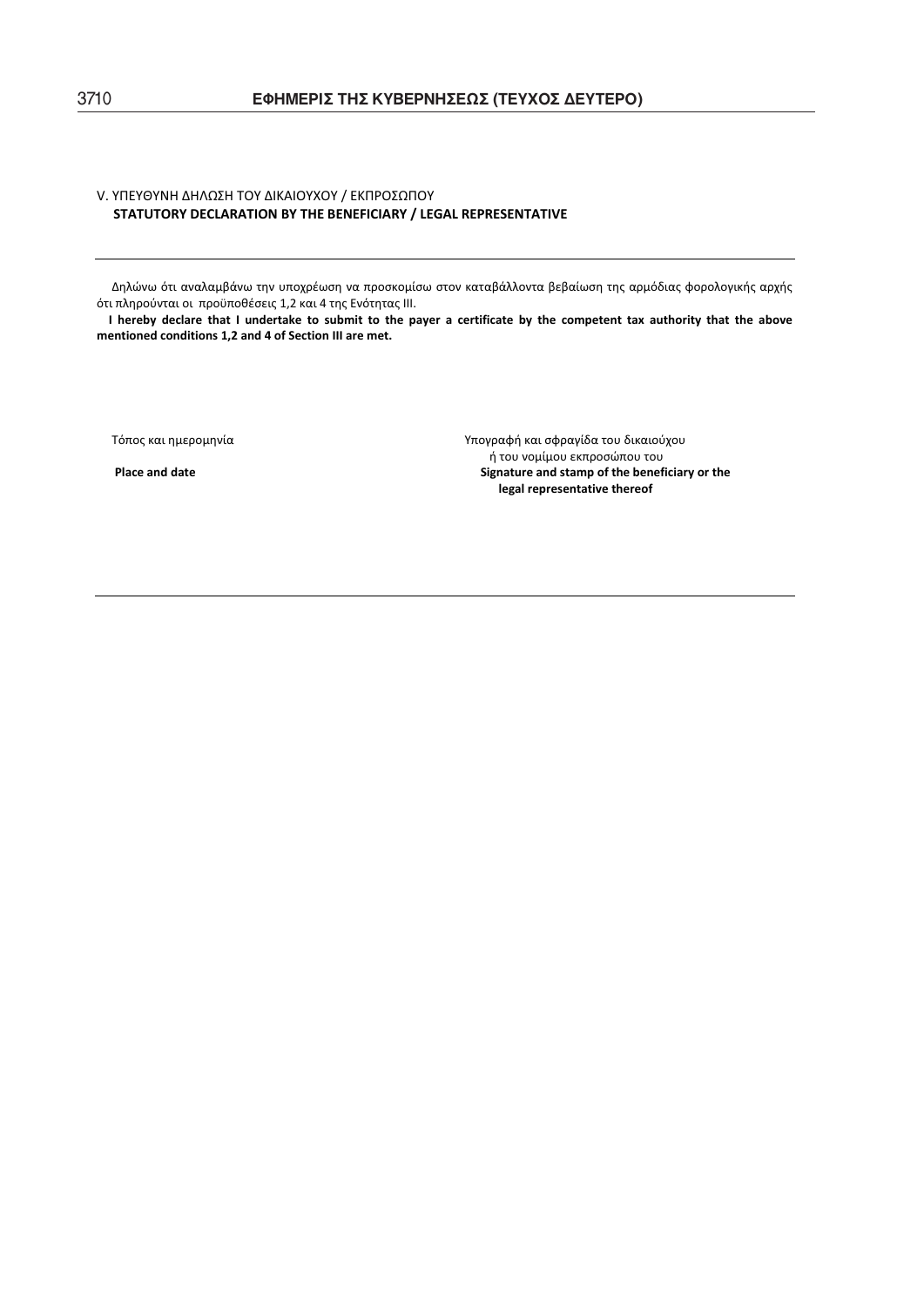V. ΥΠΕΥΘΥΝΗ ΔΗΛΩΣΗ ΤΟΥ ΔΙΚΑΙΟΥΧΟΥ / ΕΚΠΡΟΣΩΠΟΥ
**STATUTORY DECLARATION BY THE BENEFICIARY / LEGAL REPRESENTATIVE**

---

Δηλώνω ότι αναλαμβάνω την υποχρέωση να προσκομίσω στον καταβάλλοντα βεβαίωση της αρμόδιας φορολογικής αρχής ότι πληρούνται οι προϋποθέσεις 1,2 και 4 της Ενότητας ΙΙΙ.

**I hereby declare that I undertake to submit to the payer a certificate by the competent tax authority that the above mentioned conditions 1,2 and 4 of Section III are met.**

| Τόπος και ημερομηνία<br>**Place and date** | Υπογραφή και σφραγίδα του δικαιούχου ή του νομίμου εκπροσώπου του<br>**Signature and stamp of the beneficiary or the legal representative thereof** |
| --- | --- |

---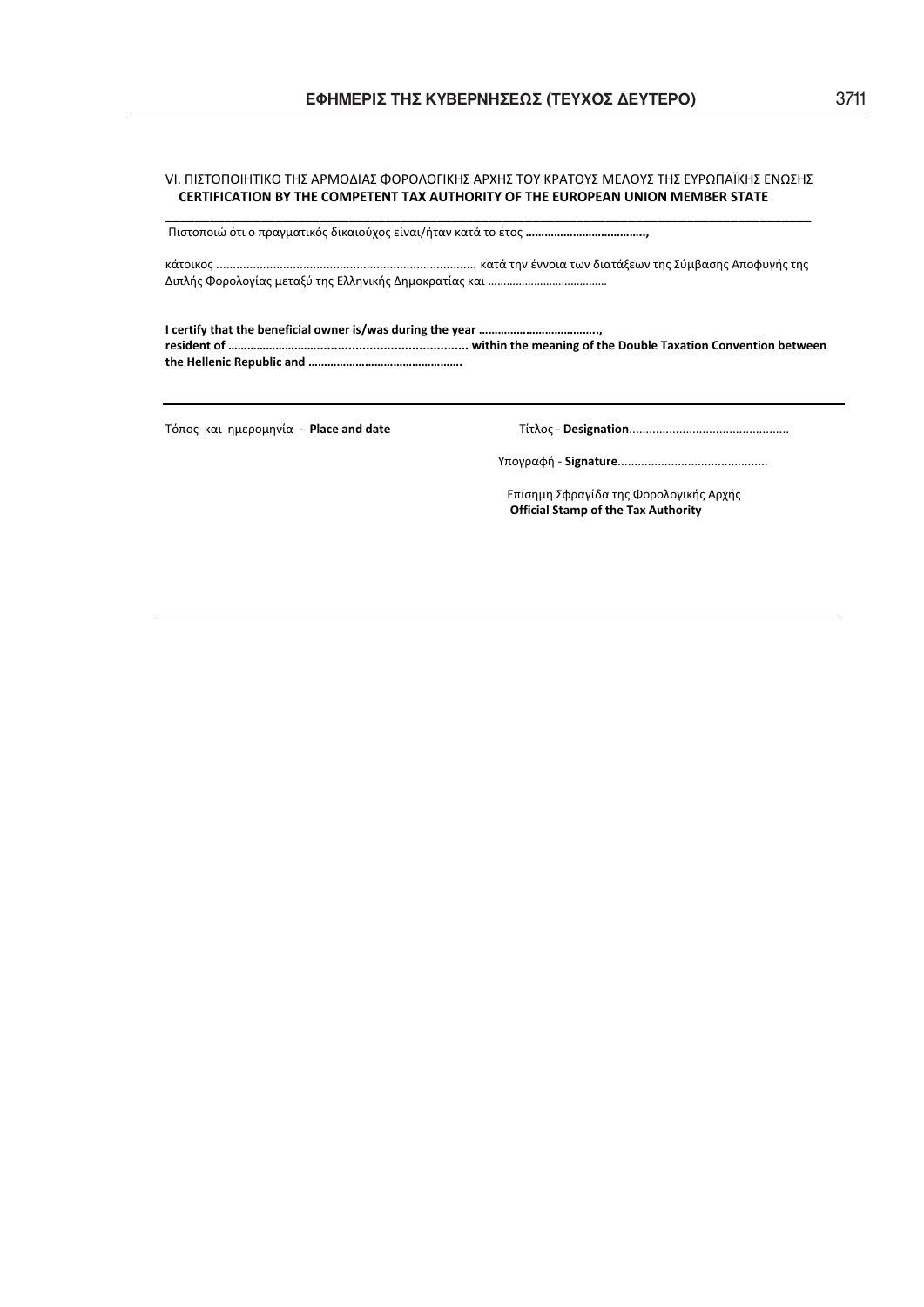VI. ΠΙΣΤΟΠΟΙΗΤΙΚΟ ΤΗΣ ΑΡΜΟΔΙΑΣ ΦΟΡΟΛΟΓΙΚΗΣ ΑΡΧΗΣ ΤΟΥ ΚΡΑΤΟΥΣ ΜΕΛΟΥΣ ΤΗΣ ΕΥΡΩΠΑΪΚΗΣ ΕΝΩΣΗΣ
**CERTIFICATION BY THE COMPETENT TAX AUTHORITY OF THE EUROPEAN UNION MEMBER STATE**

Πιστοποιώ ότι ο πραγματικός δικαιούχος είναι/ήταν κατά το έτος **……………………………….,**

κάτοικος ............................................................................ κατά την έννοια των διατάξεων της Σύμβασης Αποφυγής της Διπλής Φορολογίας μεταξύ της Ελληνικής Δημοκρατίας και …………………………………

**I certify that the beneficial owner is/was during the year ……………………………….,**
**resident of ………………………........................................... within the meaning of the Double Taxation Convention between the Hellenic Republic and ………………………………………….**

---

Τόπος και ημερομηνία - **Place and date**

Τίτλος - **Designation**...............................................

Υπογραφή - **Signature**............................................

Επίσημη Σφραγίδα της Φορολογικής Αρχής
**Official Stamp of the Tax Authority**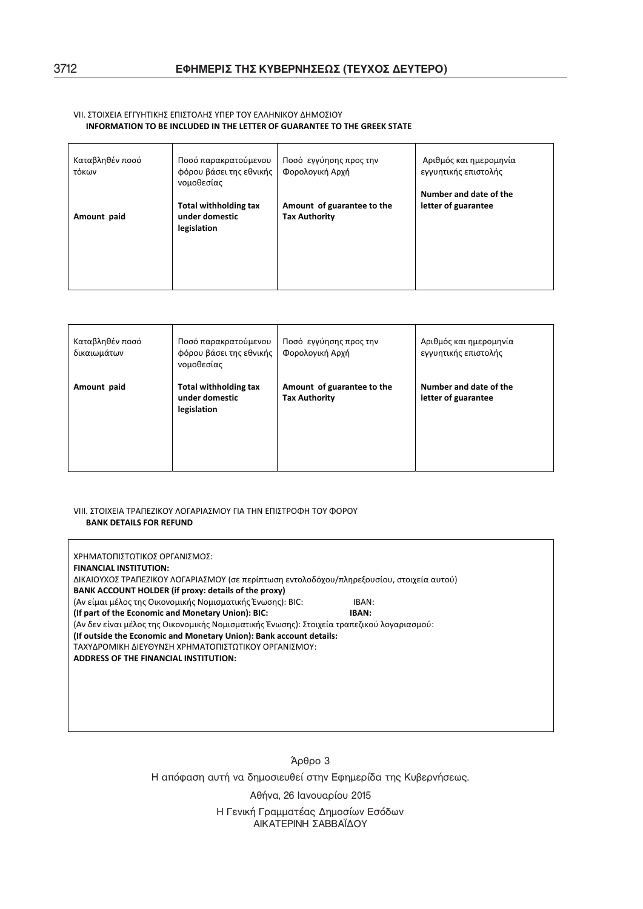VII. ΣΤΟΙΧΕΙΑ ΕΓΓΥΗΤΙΚΗΣ ΕΠΙΣΤΟΛΗΣ ΥΠΕΡ ΤΟΥ ΕΛΛΗΝΙΚΟΥ ΔΗΜΟΣΙΟΥ
**INFORMATION TO BE INCLUDED IN THE LETTER OF GUARANTEE TO THE GREEK STATE**

| Καταβληθέν ποσό τόκων<br><br>**Amount paid** | Ποσό παρακρατούμενου φόρου βάσει της εθνικής νομοθεσίας<br><br>**Total withholding tax under domestic legislation** | Ποσό εγγύησης προς την Φορολογική Αρχή<br><br>**Amount of guarantee to the Tax Authority** | Αριθμός και ημερομηνία εγγυητικής επιστολής<br><br>**Number and date of the letter of guarantee** |
|---|---|---|---|
| | | | |

| Καταβληθέν ποσό δικαιωμάτων<br><br>**Amount paid** | Ποσό παρακρατούμενου φόρου βάσει της εθνικής νομοθεσίας<br><br>**Total withholding tax under domestic legislation** | Ποσό εγγύησης προς την Φορολογική Αρχή<br><br>**Amount of guarantee to the Tax Authority** | Αριθμός και ημερομηνία εγγυητικής επιστολής<br><br>**Number and date of the letter of guarantee** |
|---|---|---|---|
| | | | |

VIII. ΣΤΟΙΧΕΙΑ ΤΡΑΠΕΖΙΚΟΥ ΛΟΓΑΡΙΑΣΜΟΥ ΓΙΑ ΤΗΝ ΕΠΙΣΤΡΟΦΗ ΤΟΥ ΦΟΡΟΥ
**BANK DETAILS FOR REFUND**

ΧΡΗΜΑΤΟΠΙΣΤΩΤΙΚΟΣ ΟΡΓΑΝΙΣΜΟΣ:
**FINANCIAL INSTITUTION:**
ΔΙΚΑΙΟΥΧΟΣ ΤΡΑΠΕΖΙΚΟΥ ΛΟΓΑΡΙΑΣΜΟΥ (σε περίπτωση εντολοδόχου/πληρεξουσίου, στοιχεία αυτού)
**BANK ACCOUNT HOLDER (if proxy: details of the proxy)**
(Αν είμαι μέλος της Οικονομικής Νομισματικής Ένωσης): BIC: IBAN:
**(If part of the Economic and Monetary Union): BIC: IBAN:**
(Αν δεν είναι μέλος της Οικονομικής Νομισματικής Ένωσης): Στοιχεία τραπεζικού λογαριασμού:
**(If outside the Economic and Monetary Union): Bank account details:**
ΤΑΧΥΔΡΟΜΙΚΗ ΔΙΕΥΘΥΝΣΗ ΧΡΗΜΑΤΟΠΙΣΤΩΤΙΚΟΥ ΟΡΓΑΝΙΣΜΟΥ:
**ADDRESS OF THE FINANCIAL INSTITUTION:**

Άρθρο 3

Η απόφαση αυτή να δημοσιευθεί στην Εφημερίδα της Κυβερνήσεως.

Αθήνα, 26 Ιανουαρίου 2015

Η Γενική Γραμματέας Δημοσίων Εσόδων
ΑΙΚΑΤΕΡΙΝΗ ΣΑΒΒΑΪΔΟΥ